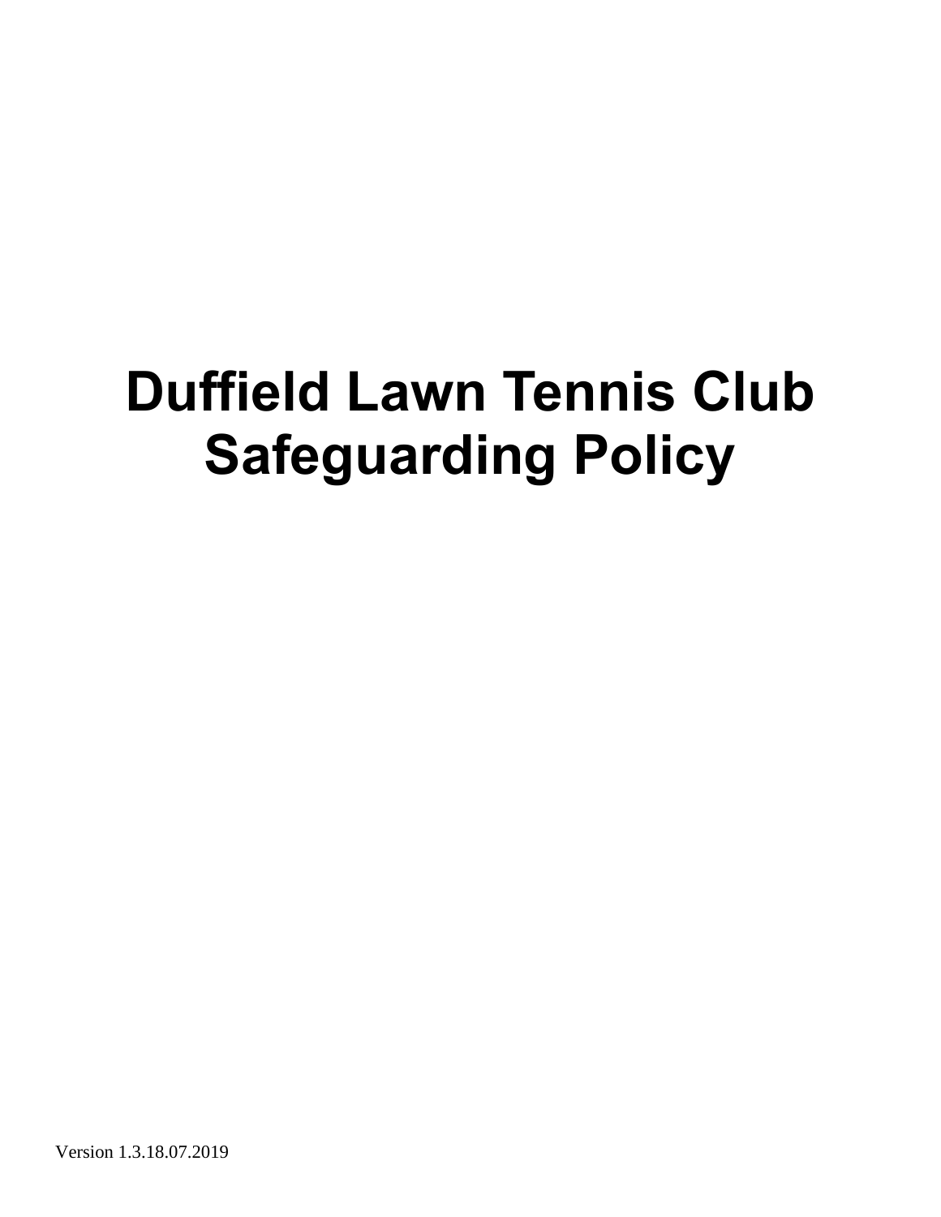# Duffield Lawn Tennis Club Safeguarding Policy

Version 1.3.18.07.2019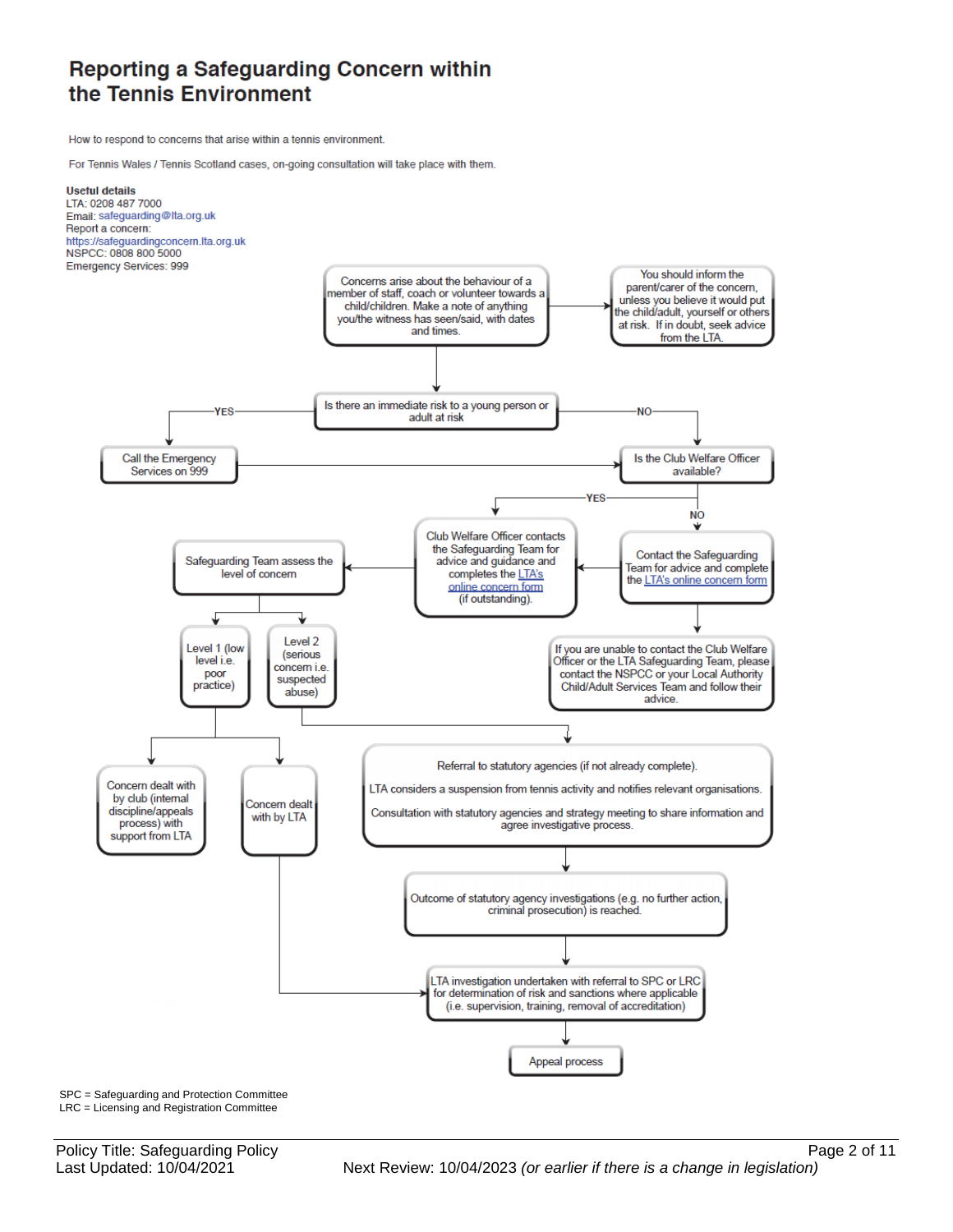# Reporting a Safeguarding Concern within the Tennis Environment

How to respond to concerns that arise within a tennis environment.

For Tennis Wales / Tennis Scotland cases, on-going consultation will take place with them.

**Useful details**
LTA: 0208 487 7000
Email: safeguarding@lta.org.uk
Report a concern:
https://safeguardingconcern.lta.org.uk
NSPCC: 0808 800 5000
Emergency Services: 999

Concerns arise about the behaviour of a member of staff, coach or volunteer towards a child/children. Make a note of anything you/the witness has seen/said, with dates and times.

You should inform the parent/carer of the concern, unless you believe it would put the child/adult, yourself or others at risk. If in doubt, seek advice from the LTA.

Is there an immediate risk to a young person or adult at risk

YES → Call the Emergency Services on 999

NO → Is the Club Welfare Officer available?

YES → Club Welfare Officer contacts the Safeguarding Team for advice and guidance and completes the LTA's online concern form (if outstanding).

NO → Contact the Safeguarding Team for advice and complete the LTA's online concern form

If you are unable to contact the Club Welfare Officer or the LTA Safeguarding Team, please contact the NSPCC or your Local Authority Child/Adult Services Team and follow their advice.

Safeguarding Team assess the level of concern

Level 1 (low level i.e. poor practice)

Level 2 (serious concern i.e. suspected abuse)

Concern dealt with by club (internal discipline/appeals process) with support from LTA

Concern dealt with by LTA

Referral to statutory agencies (if not already complete).

LTA considers a suspension from tennis activity and notifies relevant organisations.

Consultation with statutory agencies and strategy meeting to share information and agree investigative process.

Outcome of statutory agency investigations (e.g. no further action, criminal prosecution) is reached.

LTA investigation undertaken with referral to SPC or LRC for determination of risk and sanctions where applicable (i.e. supervision, training, removal of accreditation)

Appeal process

SPC = Safeguarding and Protection Committee
LRC = Licensing and Registration Committee

Policy Title: Safeguarding Policy
Last Updated: 10/04/2021
Next Review: 10/04/2023 *(or earlier if there is a change in legislation)*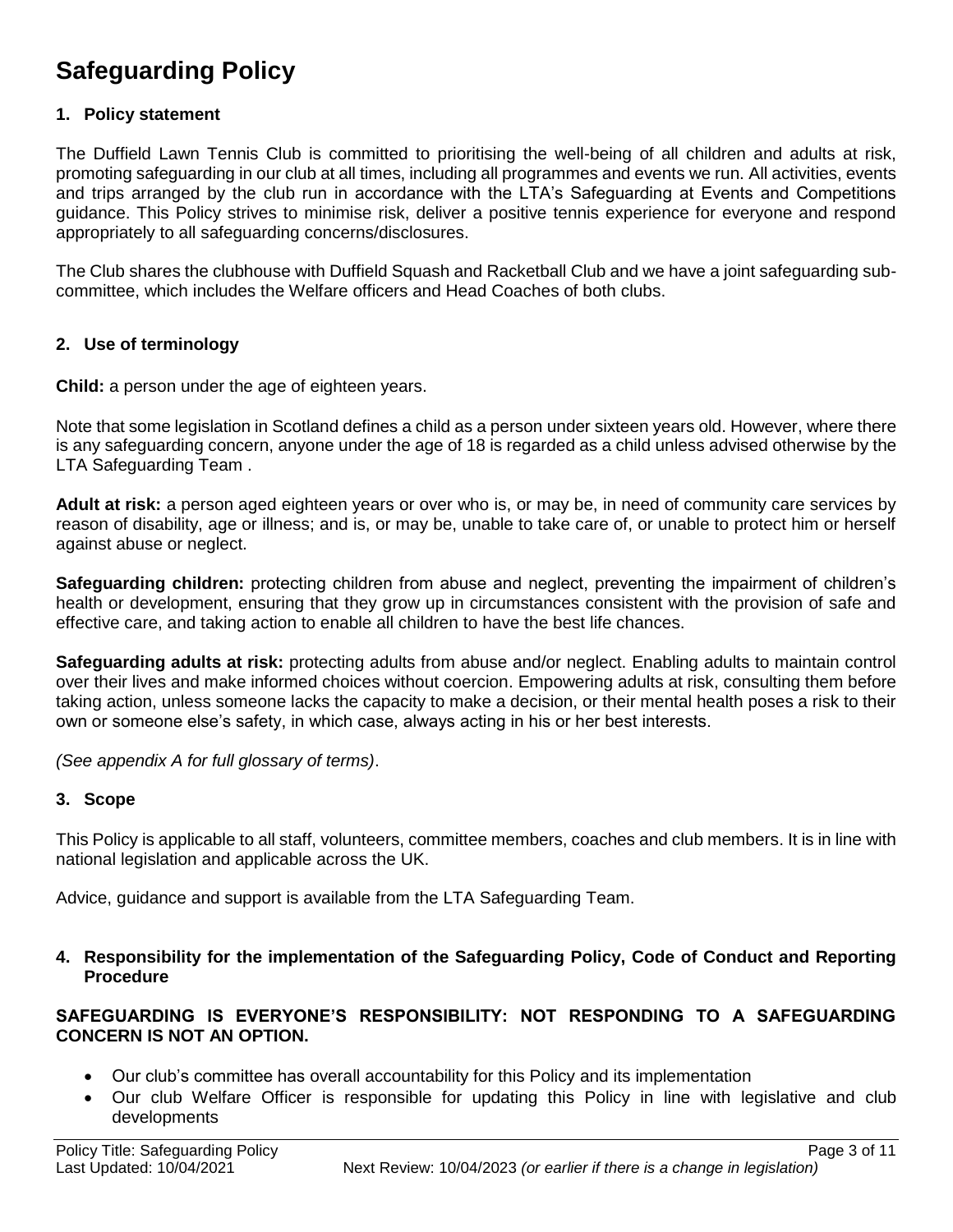# Safeguarding Policy

## 1. Policy statement

The Duffield Lawn Tennis Club is committed to prioritising the well-being of all children and adults at risk, promoting safeguarding in our club at all times, including all programmes and events we run. All activities, events and trips arranged by the club run in accordance with the LTA's Safeguarding at Events and Competitions guidance. This Policy strives to minimise risk, deliver a positive tennis experience for everyone and respond appropriately to all safeguarding concerns/disclosures.

The Club shares the clubhouse with Duffield Squash and Racketball Club and we have a joint safeguarding sub-committee, which includes the Welfare officers and Head Coaches of both clubs.

## 2. Use of terminology

**Child:** a person under the age of eighteen years.

Note that some legislation in Scotland defines a child as a person under sixteen years old. However, where there is any safeguarding concern, anyone under the age of 18 is regarded as a child unless advised otherwise by the LTA Safeguarding Team .

**Adult at risk:** a person aged eighteen years or over who is, or may be, in need of community care services by reason of disability, age or illness; and is, or may be, unable to take care of, or unable to protect him or herself against abuse or neglect.

**Safeguarding children:** protecting children from abuse and neglect, preventing the impairment of children's health or development, ensuring that they grow up in circumstances consistent with the provision of safe and effective care, and taking action to enable all children to have the best life chances.

**Safeguarding adults at risk:** protecting adults from abuse and/or neglect. Enabling adults to maintain control over their lives and make informed choices without coercion. Empowering adults at risk, consulting them before taking action, unless someone lacks the capacity to make a decision, or their mental health poses a risk to their own or someone else's safety, in which case, always acting in his or her best interests.

*(See appendix A for full glossary of terms)*.

## 3. Scope

This Policy is applicable to all staff, volunteers, committee members, coaches and club members. It is in line with national legislation and applicable across the UK.

Advice, guidance and support is available from the LTA Safeguarding Team.

## 4. Responsibility for the implementation of the Safeguarding Policy, Code of Conduct and Reporting Procedure

**SAFEGUARDING IS EVERYONE'S RESPONSIBILITY: NOT RESPONDING TO A SAFEGUARDING CONCERN IS NOT AN OPTION.**

- Our club's committee has overall accountability for this Policy and its implementation
- Our club Welfare Officer is responsible for updating this Policy in line with legislative and club developments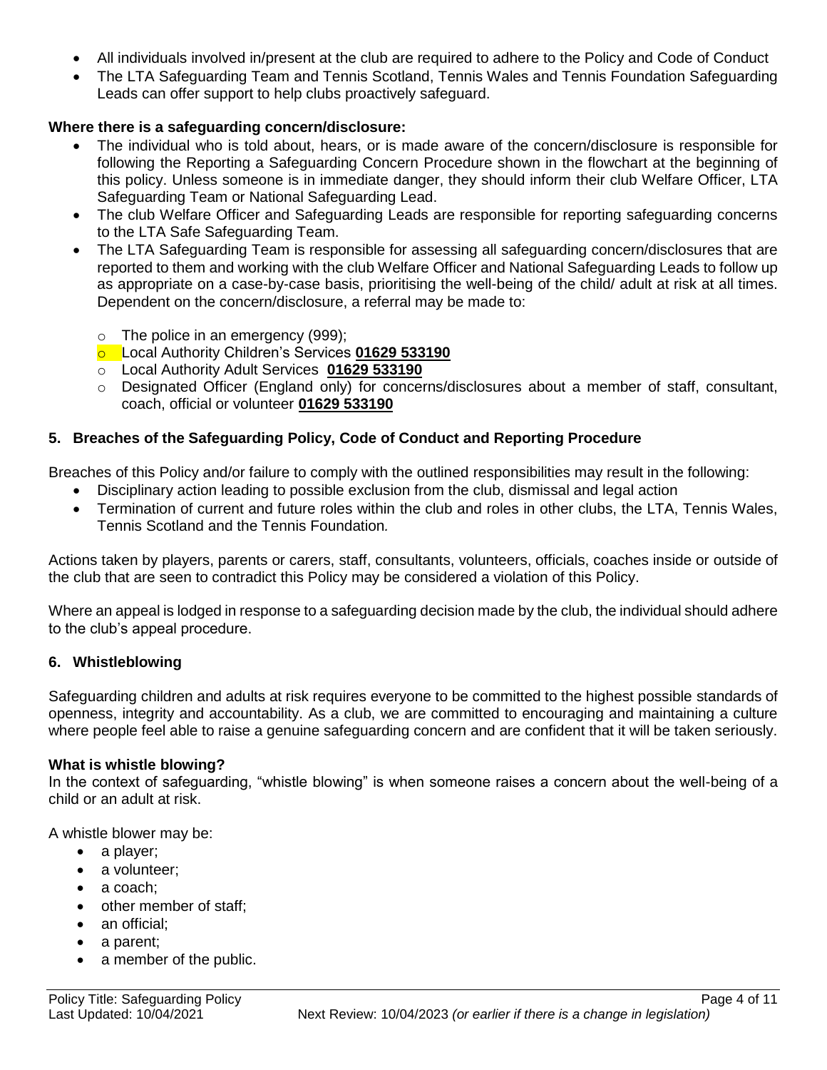- All individuals involved in/present at the club are required to adhere to the Policy and Code of Conduct
- The LTA Safeguarding Team and Tennis Scotland, Tennis Wales and Tennis Foundation Safeguarding Leads can offer support to help clubs proactively safeguard.

**Where there is a safeguarding concern/disclosure:**

- The individual who is told about, hears, or is made aware of the concern/disclosure is responsible for following the Reporting a Safeguarding Concern Procedure shown in the flowchart at the beginning of this policy. Unless someone is in immediate danger, they should inform their club Welfare Officer, LTA Safeguarding Team or National Safeguarding Lead.
- The club Welfare Officer and Safeguarding Leads are responsible for reporting safeguarding concerns to the LTA Safe Safeguarding Team.
- The LTA Safeguarding Team is responsible for assessing all safeguarding concern/disclosures that are reported to them and working with the club Welfare Officer and National Safeguarding Leads to follow up as appropriate on a case-by-case basis, prioritising the well-being of the child/ adult at risk at all times. Dependent on the concern/disclosure, a referral may be made to:
  - The police in an emergency (999);
  - Local Authority Children's Services **01629 533190**
  - Local Authority Adult Services **01629 533190**
  - Designated Officer (England only) for concerns/disclosures about a member of staff, consultant, coach, official or volunteer **01629 533190**

## 5. Breaches of the Safeguarding Policy, Code of Conduct and Reporting Procedure

Breaches of this Policy and/or failure to comply with the outlined responsibilities may result in the following:

- Disciplinary action leading to possible exclusion from the club, dismissal and legal action
- Termination of current and future roles within the club and roles in other clubs, the LTA, Tennis Wales, Tennis Scotland and the Tennis Foundation*.*

Actions taken by players, parents or carers, staff, consultants, volunteers, officials, coaches inside or outside of the club that are seen to contradict this Policy may be considered a violation of this Policy.

Where an appeal is lodged in response to a safeguarding decision made by the club, the individual should adhere to the club's appeal procedure.

## 6. Whistleblowing

Safeguarding children and adults at risk requires everyone to be committed to the highest possible standards of openness, integrity and accountability. As a club, we are committed to encouraging and maintaining a culture where people feel able to raise a genuine safeguarding concern and are confident that it will be taken seriously.

**What is whistle blowing?**
In the context of safeguarding, "whistle blowing" is when someone raises a concern about the well-being of a child or an adult at risk.

A whistle blower may be:

- a player;
- a volunteer;
- a coach;
- other member of staff;
- an official;
- a parent;
- a member of the public.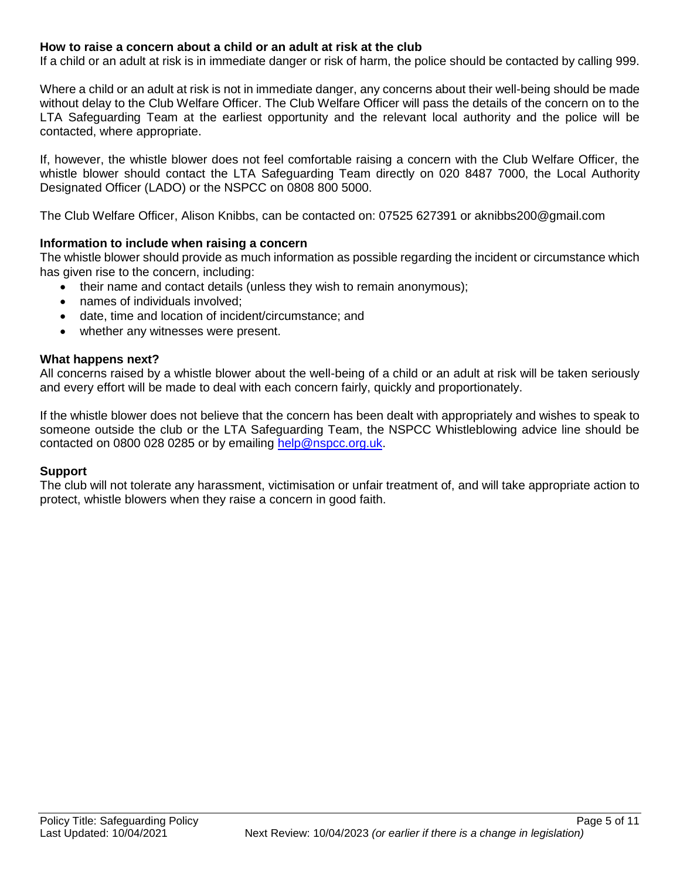### How to raise a concern about a child or an adult at risk at the club

If a child or an adult at risk is in immediate danger or risk of harm, the police should be contacted by calling 999.

Where a child or an adult at risk is not in immediate danger, any concerns about their well-being should be made without delay to the Club Welfare Officer. The Club Welfare Officer will pass the details of the concern on to the LTA Safeguarding Team at the earliest opportunity and the relevant local authority and the police will be contacted, where appropriate.

If, however, the whistle blower does not feel comfortable raising a concern with the Club Welfare Officer, the whistle blower should contact the LTA Safeguarding Team directly on 020 8487 7000, the Local Authority Designated Officer (LADO) or the NSPCC on 0808 800 5000.

The Club Welfare Officer, Alison Knibbs, can be contacted on: 07525 627391 or aknibbs200@gmail.com

### Information to include when raising a concern

The whistle blower should provide as much information as possible regarding the incident or circumstance which has given rise to the concern, including:

- their name and contact details (unless they wish to remain anonymous);
- names of individuals involved;
- date, time and location of incident/circumstance; and
- whether any witnesses were present.

### What happens next?

All concerns raised by a whistle blower about the well-being of a child or an adult at risk will be taken seriously and every effort will be made to deal with each concern fairly, quickly and proportionately.

If the whistle blower does not believe that the concern has been dealt with appropriately and wishes to speak to someone outside the club or the LTA Safeguarding Team, the NSPCC Whistleblowing advice line should be contacted on 0800 028 0285 or by emailing help@nspcc.org.uk.

### Support

The club will not tolerate any harassment, victimisation or unfair treatment of, and will take appropriate action to protect, whistle blowers when they raise a concern in good faith.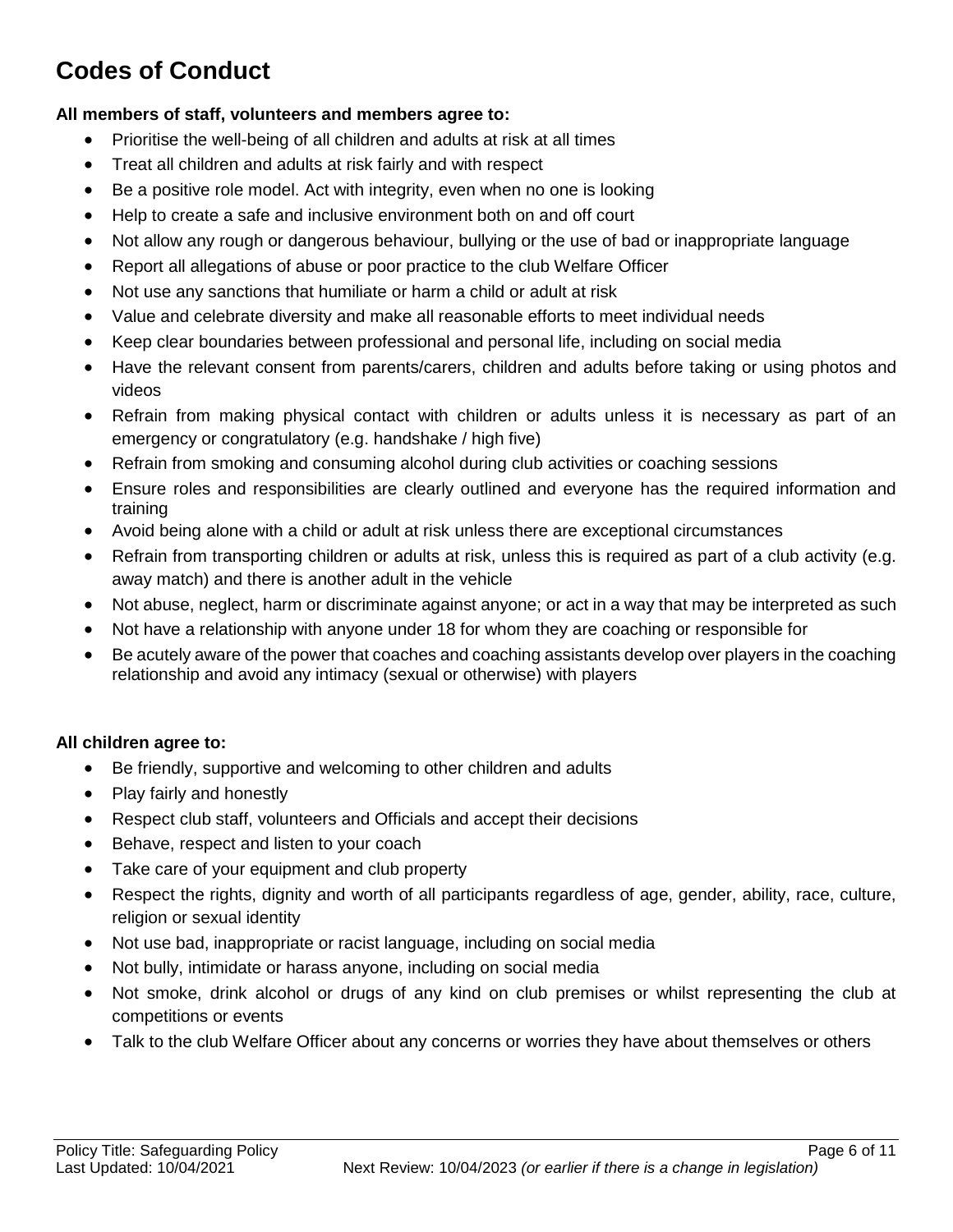# Codes of Conduct

**All members of staff, volunteers and members agree to:**

- Prioritise the well-being of all children and adults at risk at all times
- Treat all children and adults at risk fairly and with respect
- Be a positive role model. Act with integrity, even when no one is looking
- Help to create a safe and inclusive environment both on and off court
- Not allow any rough or dangerous behaviour, bullying or the use of bad or inappropriate language
- Report all allegations of abuse or poor practice to the club Welfare Officer
- Not use any sanctions that humiliate or harm a child or adult at risk
- Value and celebrate diversity and make all reasonable efforts to meet individual needs
- Keep clear boundaries between professional and personal life, including on social media
- Have the relevant consent from parents/carers, children and adults before taking or using photos and videos
- Refrain from making physical contact with children or adults unless it is necessary as part of an emergency or congratulatory (e.g. handshake / high five)
- Refrain from smoking and consuming alcohol during club activities or coaching sessions
- Ensure roles and responsibilities are clearly outlined and everyone has the required information and training
- Avoid being alone with a child or adult at risk unless there are exceptional circumstances
- Refrain from transporting children or adults at risk, unless this is required as part of a club activity (e.g. away match) and there is another adult in the vehicle
- Not abuse, neglect, harm or discriminate against anyone; or act in a way that may be interpreted as such
- Not have a relationship with anyone under 18 for whom they are coaching or responsible for
- Be acutely aware of the power that coaches and coaching assistants develop over players in the coaching relationship and avoid any intimacy (sexual or otherwise) with players

**All children agree to:**

- Be friendly, supportive and welcoming to other children and adults
- Play fairly and honestly
- Respect club staff, volunteers and Officials and accept their decisions
- Behave, respect and listen to your coach
- Take care of your equipment and club property
- Respect the rights, dignity and worth of all participants regardless of age, gender, ability, race, culture, religion or sexual identity
- Not use bad, inappropriate or racist language, including on social media
- Not bully, intimidate or harass anyone, including on social media
- Not smoke, drink alcohol or drugs of any kind on club premises or whilst representing the club at competitions or events
- Talk to the club Welfare Officer about any concerns or worries they have about themselves or others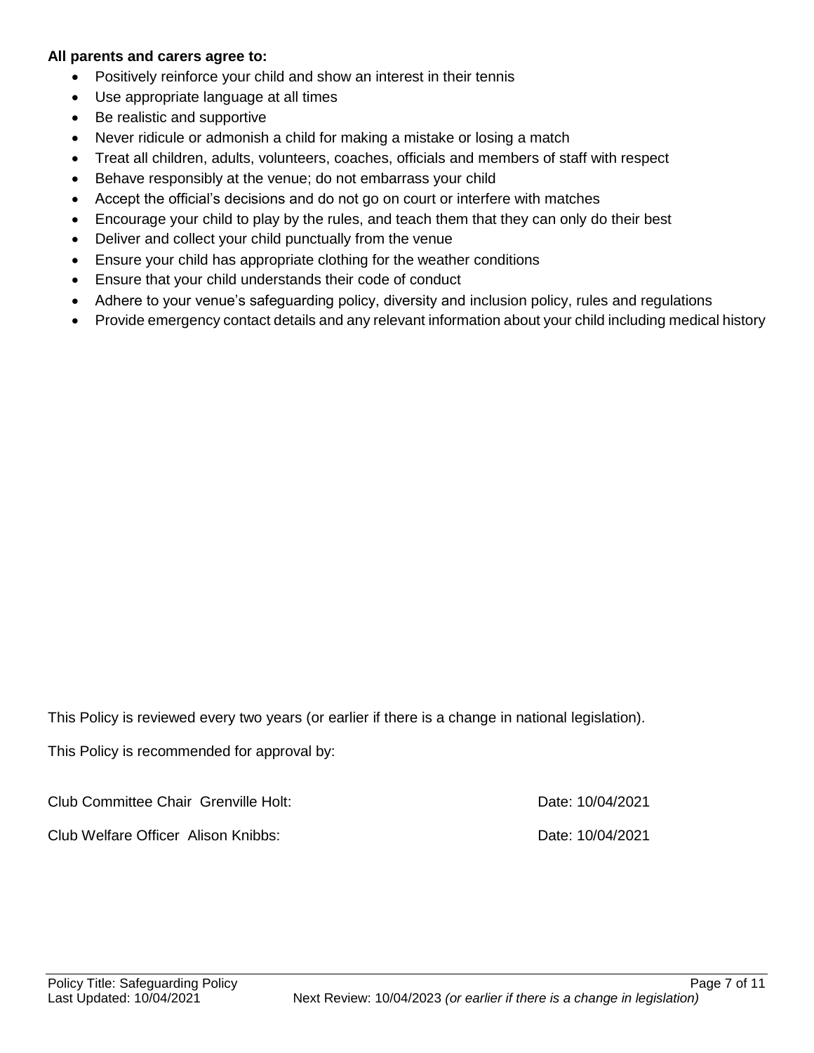**All parents and carers agree to:**

- Positively reinforce your child and show an interest in their tennis
- Use appropriate language at all times
- Be realistic and supportive
- Never ridicule or admonish a child for making a mistake or losing a match
- Treat all children, adults, volunteers, coaches, officials and members of staff with respect
- Behave responsibly at the venue; do not embarrass your child
- Accept the official's decisions and do not go on court or interfere with matches
- Encourage your child to play by the rules, and teach them that they can only do their best
- Deliver and collect your child punctually from the venue
- Ensure your child has appropriate clothing for the weather conditions
- Ensure that your child understands their code of conduct
- Adhere to your venue's safeguarding policy, diversity and inclusion policy, rules and regulations
- Provide emergency contact details and any relevant information about your child including medical history

This Policy is reviewed every two years (or earlier if there is a change in national legislation).

This Policy is recommended for approval by:

Club Committee Chair Grenville Holt: Date: 10/04/2021

Club Welfare Officer Alison Knibbs: Date: 10/04/2021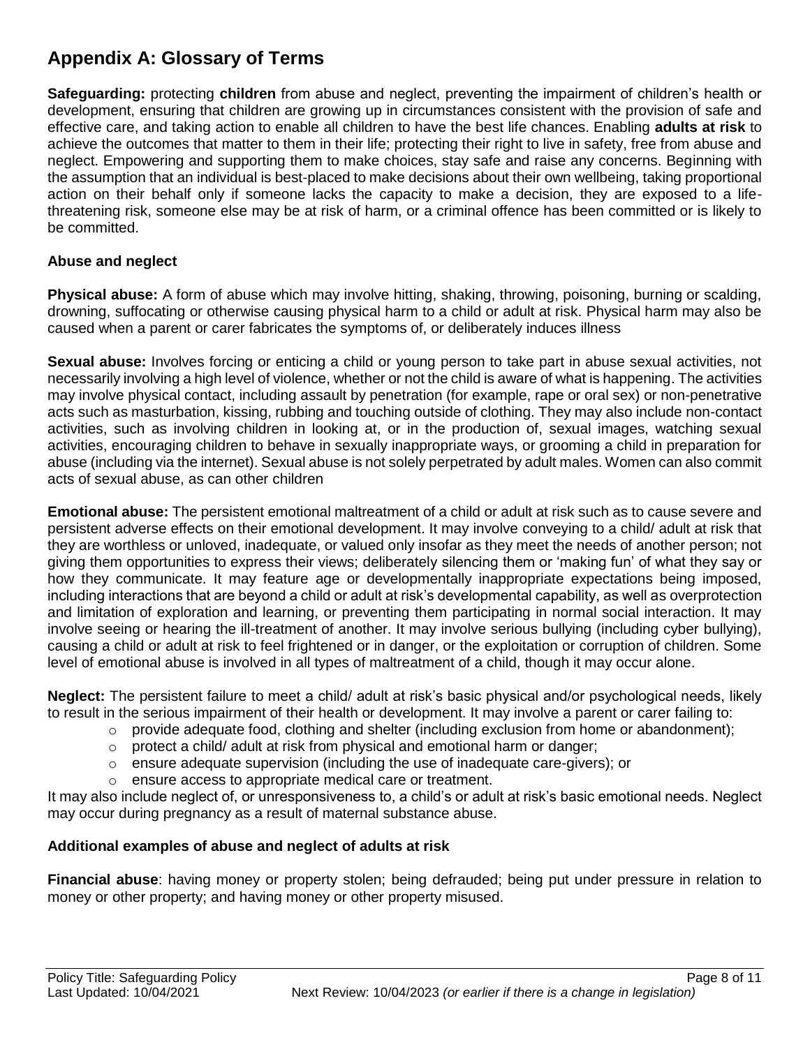# Appendix A: Glossary of Terms

**Safeguarding:** protecting **children** from abuse and neglect, preventing the impairment of children's health or development, ensuring that children are growing up in circumstances consistent with the provision of safe and effective care, and taking action to enable all children to have the best life chances. Enabling **adults at risk** to achieve the outcomes that matter to them in their life; protecting their right to live in safety, free from abuse and neglect. Empowering and supporting them to make choices, stay safe and raise any concerns. Beginning with the assumption that an individual is best-placed to make decisions about their own wellbeing, taking proportional action on their behalf only if someone lacks the capacity to make a decision, they are exposed to a life-threatening risk, someone else may be at risk of harm, or a criminal offence has been committed or is likely to be committed.

### Abuse and neglect

**Physical abuse:** A form of abuse which may involve hitting, shaking, throwing, poisoning, burning or scalding, drowning, suffocating or otherwise causing physical harm to a child or adult at risk. Physical harm may also be caused when a parent or carer fabricates the symptoms of, or deliberately induces illness

**Sexual abuse:** Involves forcing or enticing a child or young person to take part in abuse sexual activities, not necessarily involving a high level of violence, whether or not the child is aware of what is happening. The activities may involve physical contact, including assault by penetration (for example, rape or oral sex) or non-penetrative acts such as masturbation, kissing, rubbing and touching outside of clothing. They may also include non-contact activities, such as involving children in looking at, or in the production of, sexual images, watching sexual activities, encouraging children to behave in sexually inappropriate ways, or grooming a child in preparation for abuse (including via the internet). Sexual abuse is not solely perpetrated by adult males. Women can also commit acts of sexual abuse, as can other children

**Emotional abuse:** The persistent emotional maltreatment of a child or adult at risk such as to cause severe and persistent adverse effects on their emotional development. It may involve conveying to a child/ adult at risk that they are worthless or unloved, inadequate, or valued only insofar as they meet the needs of another person; not giving them opportunities to express their views; deliberately silencing them or 'making fun' of what they say or how they communicate. It may feature age or developmentally inappropriate expectations being imposed, including interactions that are beyond a child or adult at risk's developmental capability, as well as overprotection and limitation of exploration and learning, or preventing them participating in normal social interaction. It may involve seeing or hearing the ill-treatment of another. It may involve serious bullying (including cyber bullying), causing a child or adult at risk to feel frightened or in danger, or the exploitation or corruption of children. Some level of emotional abuse is involved in all types of maltreatment of a child, though it may occur alone.

**Neglect:** The persistent failure to meet a child/ adult at risk's basic physical and/or psychological needs, likely to result in the serious impairment of their health or development. It may involve a parent or carer failing to:

- provide adequate food, clothing and shelter (including exclusion from home or abandonment);
- protect a child/ adult at risk from physical and emotional harm or danger;
- ensure adequate supervision (including the use of inadequate care-givers); or
- ensure access to appropriate medical care or treatment.

It may also include neglect of, or unresponsiveness to, a child's or adult at risk's basic emotional needs. Neglect may occur during pregnancy as a result of maternal substance abuse.

### Additional examples of abuse and neglect of adults at risk

**Financial abuse**: having money or property stolen; being defrauded; being put under pressure in relation to money or other property; and having money or other property misused.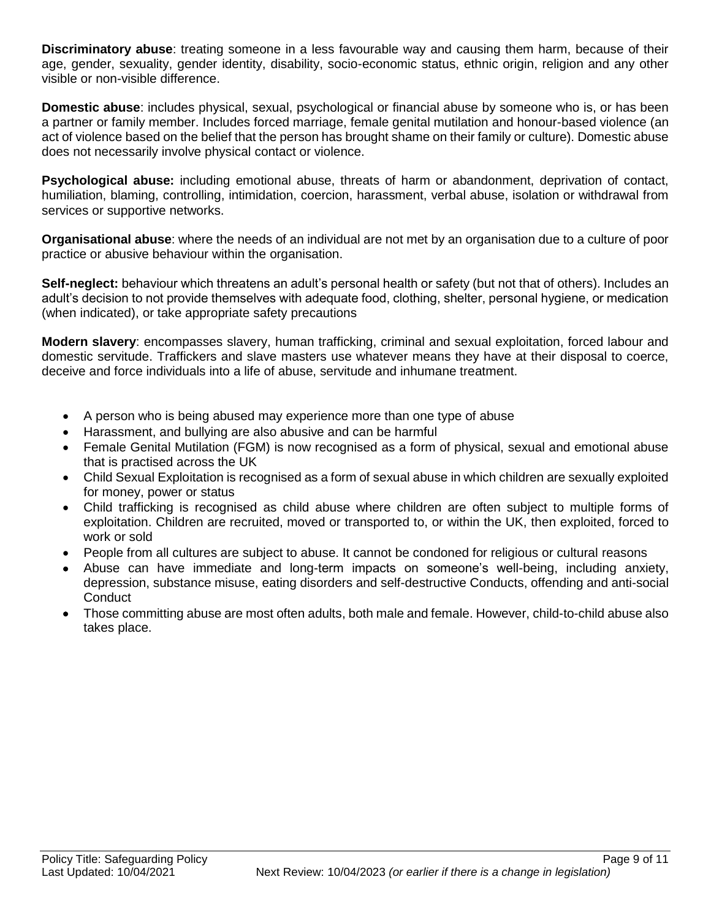**Discriminatory abuse**: treating someone in a less favourable way and causing them harm, because of their age, gender, sexuality, gender identity, disability, socio-economic status, ethnic origin, religion and any other visible or non-visible difference.

**Domestic abuse**: includes physical, sexual, psychological or financial abuse by someone who is, or has been a partner or family member. Includes forced marriage, female genital mutilation and honour-based violence (an act of violence based on the belief that the person has brought shame on their family or culture). Domestic abuse does not necessarily involve physical contact or violence.

**Psychological abuse:** including emotional abuse, threats of harm or abandonment, deprivation of contact, humiliation, blaming, controlling, intimidation, coercion, harassment, verbal abuse, isolation or withdrawal from services or supportive networks.

**Organisational abuse**: where the needs of an individual are not met by an organisation due to a culture of poor practice or abusive behaviour within the organisation.

**Self-neglect:** behaviour which threatens an adult's personal health or safety (but not that of others). Includes an adult's decision to not provide themselves with adequate food, clothing, shelter, personal hygiene, or medication (when indicated), or take appropriate safety precautions

**Modern slavery**: encompasses slavery, human trafficking, criminal and sexual exploitation, forced labour and domestic servitude. Traffickers and slave masters use whatever means they have at their disposal to coerce, deceive and force individuals into a life of abuse, servitude and inhumane treatment.

- A person who is being abused may experience more than one type of abuse
- Harassment, and bullying are also abusive and can be harmful
- Female Genital Mutilation (FGM) is now recognised as a form of physical, sexual and emotional abuse that is practised across the UK
- Child Sexual Exploitation is recognised as a form of sexual abuse in which children are sexually exploited for money, power or status
- Child trafficking is recognised as child abuse where children are often subject to multiple forms of exploitation. Children are recruited, moved or transported to, or within the UK, then exploited, forced to work or sold
- People from all cultures are subject to abuse. It cannot be condoned for religious or cultural reasons
- Abuse can have immediate and long-term impacts on someone's well-being, including anxiety, depression, substance misuse, eating disorders and self-destructive Conducts, offending and anti-social Conduct
- Those committing abuse are most often adults, both male and female. However, child-to-child abuse also takes place.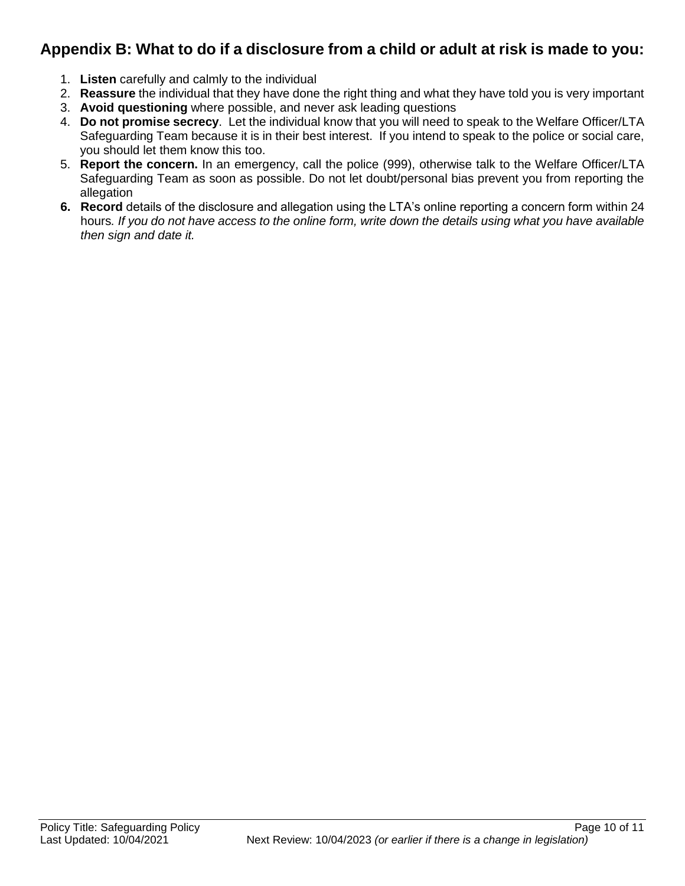## Appendix B: What to do if a disclosure from a child or adult at risk is made to you:

1. **Listen** carefully and calmly to the individual
2. **Reassure** the individual that they have done the right thing and what they have told you is very important
3. **Avoid questioning** where possible, and never ask leading questions
4. **Do not promise secrecy**. Let the individual know that you will need to speak to the Welfare Officer/LTA Safeguarding Team because it is in their best interest. If you intend to speak to the police or social care, you should let them know this too.
5. **Report the concern.** In an emergency, call the police (999), otherwise talk to the Welfare Officer/LTA Safeguarding Team as soon as possible. Do not let doubt/personal bias prevent you from reporting the allegation
6. **Record** details of the disclosure and allegation using the LTA's online reporting a concern form within 24 hours. *If you do not have access to the online form, write down the details using what you have available then sign and date it.*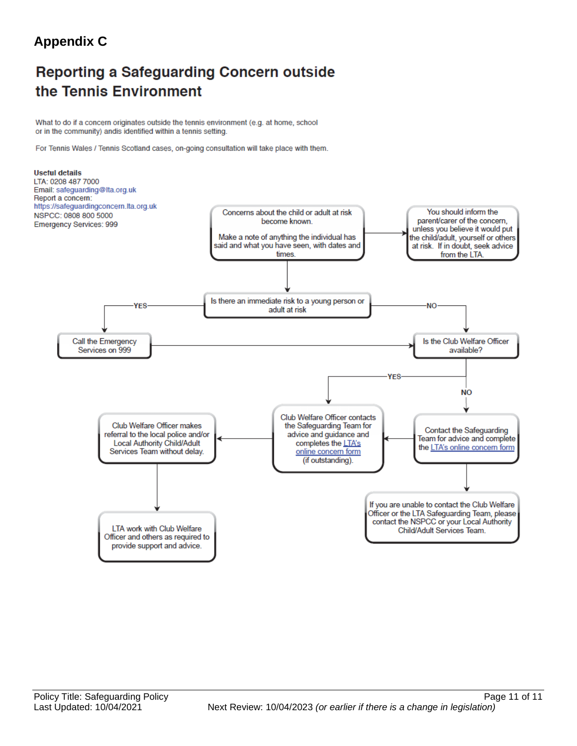## Appendix C

# Reporting a Safeguarding Concern outside the Tennis Environment

What to do if a concern originates outside the tennis environment (e.g. at home, school or in the community) andis identified within a tennis setting.

For Tennis Wales / Tennis Scotland cases, on-going consultation will take place with them.

**Useful details**
LTA: 0208 487 7000
Email: safeguarding@lta.org.uk
Report a concern:
https://safeguardingconcern.lta.org.uk
NSPCC: 0808 800 5000
Emergency Services: 999

Concerns about the child or adult at risk become known.

Make a note of anything the individual has said and what you have seen, with dates and times.

You should inform the parent/carer of the concern, unless you believe it would put the child/adult, yourself or others at risk. If in doubt, seek advice from the LTA.

Is there an immediate risk to a young person or adult at risk

YES

Call the Emergency Services on 999

NO

Is the Club Welfare Officer available?

YES

Club Welfare Officer contacts the Safeguarding Team for advice and guidance and completes the LTA's online concern form (if outstanding).

Club Welfare Officer makes referral to the local police and/or Local Authority Child/Adult Services Team without delay.

LTA work with Club Welfare Officer and others as required to provide support and advice.

NO

Contact the Safeguarding Team for advice and complete the LTA's online concern form

If you are unable to contact the Club Welfare Officer or the LTA Safeguarding Team, please contact the NSPCC or your Local Authority Child/Adult Services Team.